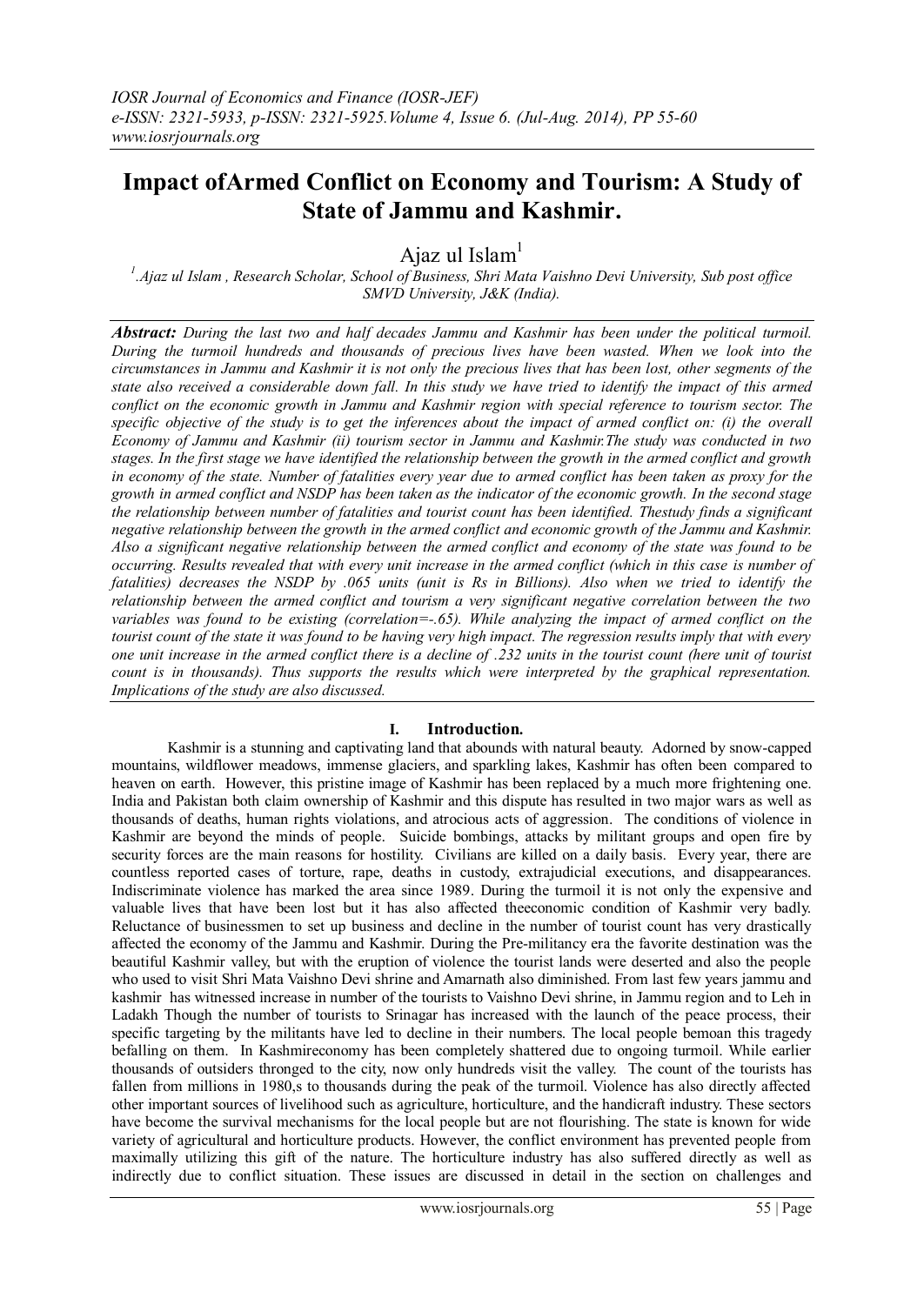# Impact ofArmed Conflict on Economy and Tourism: A Study of State of Jammu and Kashmir.

Ajaz ul Islam[1]

[1].Ajaz ul Islam , Research Scholar, School of Business, Shri Mata Vaishno Devi University, Sub post office SMVD University, J&K (India).

***Abstract:*** *During the last two and half decades Jammu and Kashmir has been under the political turmoil. During the turmoil hundreds and thousands of precious lives have been wasted. When we look into the circumstances in Jammu and Kashmir it is not only the precious lives that has been lost, other segments of the state also received a considerable down fall. In this study we have tried to identify the impact of this armed conflict on the economic growth in Jammu and Kashmir region with special reference to tourism sector. The specific objective of the study is to get the inferences about the impact of armed conflict on: (i) the overall Economy of Jammu and Kashmir (ii) tourism sector in Jammu and Kashmir.The study was conducted in two stages. In the first stage we have identified the relationship between the growth in the armed conflict and growth in economy of the state. Number of fatalities every year due to armed conflict has been taken as proxy for the growth in armed conflict and NSDP has been taken as the indicator of the economic growth. In the second stage the relationship between number of fatalities and tourist count has been identified. Thestudy finds a significant negative relationship between the growth in the armed conflict and economic growth of the Jammu and Kashmir. Also a significant negative relationship between the armed conflict and economy of the state was found to be occurring. Results revealed that with every unit increase in the armed conflict (which in this case is number of fatalities) decreases the NSDP by .065 units (unit is Rs in Billions). Also when we tried to identify the relationship between the armed conflict and tourism a very significant negative correlation between the two variables was found to be existing (correlation=-.65). While analyzing the impact of armed conflict on the tourist count of the state it was found to be having very high impact. The regression results imply that with every one unit increase in the armed conflict there is a decline of .232 units in the tourist count (here unit of tourist count is in thousands). Thus supports the results which were interpreted by the graphical representation. Implications of the study are also discussed.*

## I. Introduction.

Kashmir is a stunning and captivating land that abounds with natural beauty. Adorned by snow-capped mountains, wildflower meadows, immense glaciers, and sparkling lakes, Kashmir has often been compared to heaven on earth. However, this pristine image of Kashmir has been replaced by a much more frightening one. India and Pakistan both claim ownership of Kashmir and this dispute has resulted in two major wars as well as thousands of deaths, human rights violations, and atrocious acts of aggression. The conditions of violence in Kashmir are beyond the minds of people. Suicide bombings, attacks by militant groups and open fire by security forces are the main reasons for hostility. Civilians are killed on a daily basis. Every year, there are countless reported cases of torture, rape, deaths in custody, extrajudicial executions, and disappearances. Indiscriminate violence has marked the area since 1989. During the turmoil it is not only the expensive and valuable lives that have been lost but it has also affected theeconomic condition of Kashmir very badly. Reluctance of businessmen to set up business and decline in the number of tourist count has very drastically affected the economy of the Jammu and Kashmir. During the Pre-militancy era the favorite destination was the beautiful Kashmir valley, but with the eruption of violence the tourist lands were deserted and also the people who used to visit Shri Mata Vaishno Devi shrine and Amarnath also diminished. From last few years jammu and kashmir has witnessed increase in number of the tourists to Vaishno Devi shrine, in Jammu region and to Leh in Ladakh Though the number of tourists to Srinagar has increased with the launch of the peace process, their specific targeting by the militants have led to decline in their numbers. The local people bemoan this tragedy befalling on them. In Kashmireconomy has been completely shattered due to ongoing turmoil. While earlier thousands of outsiders thronged to the city, now only hundreds visit the valley. The count of the tourists has fallen from millions in 1980,s to thousands during the peak of the turmoil. Violence has also directly affected other important sources of livelihood such as agriculture, horticulture, and the handicraft industry. These sectors have become the survival mechanisms for the local people but are not flourishing. The state is known for wide variety of agricultural and horticulture products. However, the conflict environment has prevented people from maximally utilizing this gift of the nature. The horticulture industry has also suffered directly as well as indirectly due to conflict situation. These issues are discussed in detail in the section on challenges and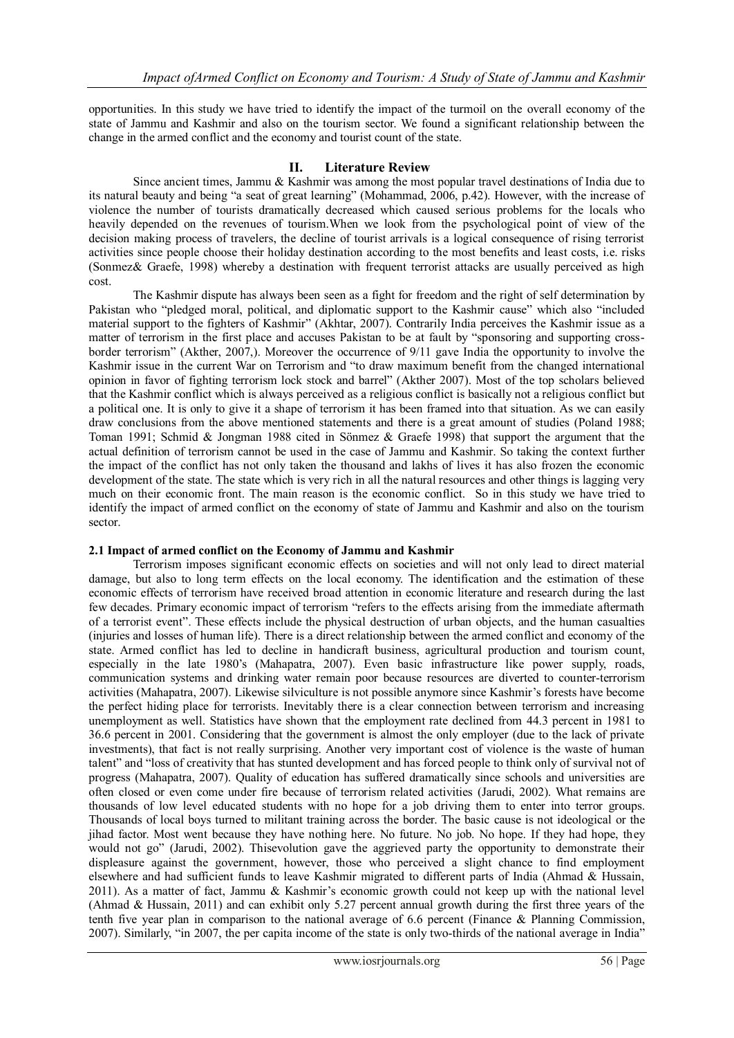opportunities. In this study we have tried to identify the impact of the turmoil on the overall economy of the state of Jammu and Kashmir and also on the tourism sector. We found a significant relationship between the change in the armed conflict and the economy and tourist count of the state.

## II. Literature Review

Since ancient times, Jammu & Kashmir was among the most popular travel destinations of India due to its natural beauty and being "a seat of great learning" (Mohammad, 2006, p.42). However, with the increase of violence the number of tourists dramatically decreased which caused serious problems for the locals who heavily depended on the revenues of tourism.When we look from the psychological point of view of the decision making process of travelers, the decline of tourist arrivals is a logical consequence of rising terrorist activities since people choose their holiday destination according to the most benefits and least costs, i.e. risks (Sonmez& Graefe, 1998) whereby a destination with frequent terrorist attacks are usually perceived as high cost.

The Kashmir dispute has always been seen as a fight for freedom and the right of self determination by Pakistan who "pledged moral, political, and diplomatic support to the Kashmir cause" which also "included material support to the fighters of Kashmir" (Akhtar, 2007). Contrarily India perceives the Kashmir issue as a matter of terrorism in the first place and accuses Pakistan to be at fault by "sponsoring and supporting cross-border terrorism" (Akther, 2007,). Moreover the occurrence of 9/11 gave India the opportunity to involve the Kashmir issue in the current War on Terrorism and "to draw maximum benefit from the changed international opinion in favor of fighting terrorism lock stock and barrel" (Akther 2007). Most of the top scholars believed that the Kashmir conflict which is always perceived as a religious conflict is basically not a religious conflict but a political one. It is only to give it a shape of terrorism it has been framed into that situation. As we can easily draw conclusions from the above mentioned statements and there is a great amount of studies (Poland 1988; Toman 1991; Schmid & Jongman 1988 cited in Sönmez & Graefe 1998) that support the argument that the actual definition of terrorism cannot be used in the case of Jammu and Kashmir. So taking the context further the impact of the conflict has not only taken the thousand and lakhs of lives it has also frozen the economic development of the state. The state which is very rich in all the natural resources and other things is lagging very much on their economic front. The main reason is the economic conflict. So in this study we have tried to identify the impact of armed conflict on the economy of state of Jammu and Kashmir and also on the tourism sector.

### 2.1 Impact of armed conflict on the Economy of Jammu and Kashmir

Terrorism imposes significant economic effects on societies and will not only lead to direct material damage, but also to long term effects on the local economy. The identification and the estimation of these economic effects of terrorism have received broad attention in economic literature and research during the last few decades. Primary economic impact of terrorism "refers to the effects arising from the immediate aftermath of a terrorist event". These effects include the physical destruction of urban objects, and the human casualties (injuries and losses of human life). There is a direct relationship between the armed conflict and economy of the state. Armed conflict has led to decline in handicraft business, agricultural production and tourism count, especially in the late 1980's (Mahapatra, 2007). Even basic infrastructure like power supply, roads, communication systems and drinking water remain poor because resources are diverted to counter-terrorism activities (Mahapatra, 2007). Likewise silviculture is not possible anymore since Kashmir's forests have become the perfect hiding place for terrorists. Inevitably there is a clear connection between terrorism and increasing unemployment as well. Statistics have shown that the employment rate declined from 44.3 percent in 1981 to 36.6 percent in 2001. Considering that the government is almost the only employer (due to the lack of private investments), that fact is not really surprising. Another very important cost of violence is the waste of human talent" and "loss of creativity that has stunted development and has forced people to think only of survival not of progress (Mahapatra, 2007). Quality of education has suffered dramatically since schools and universities are often closed or even come under fire because of terrorism related activities (Jarudi, 2002). What remains are thousands of low level educated students with no hope for a job driving them to enter into terror groups. Thousands of local boys turned to militant training across the border. The basic cause is not ideological or the jihad factor. Most went because they have nothing here. No future. No job. No hope. If they had hope, they would not go" (Jarudi, 2002). Thisevolution gave the aggrieved party the opportunity to demonstrate their displeasure against the government, however, those who perceived a slight chance to find employment elsewhere and had sufficient funds to leave Kashmir migrated to different parts of India (Ahmad & Hussain, 2011). As a matter of fact, Jammu & Kashmir's economic growth could not keep up with the national level (Ahmad & Hussain, 2011) and can exhibit only 5.27 percent annual growth during the first three years of the tenth five year plan in comparison to the national average of 6.6 percent (Finance & Planning Commission, 2007). Similarly, "in 2007, the per capita income of the state is only two-thirds of the national average in India"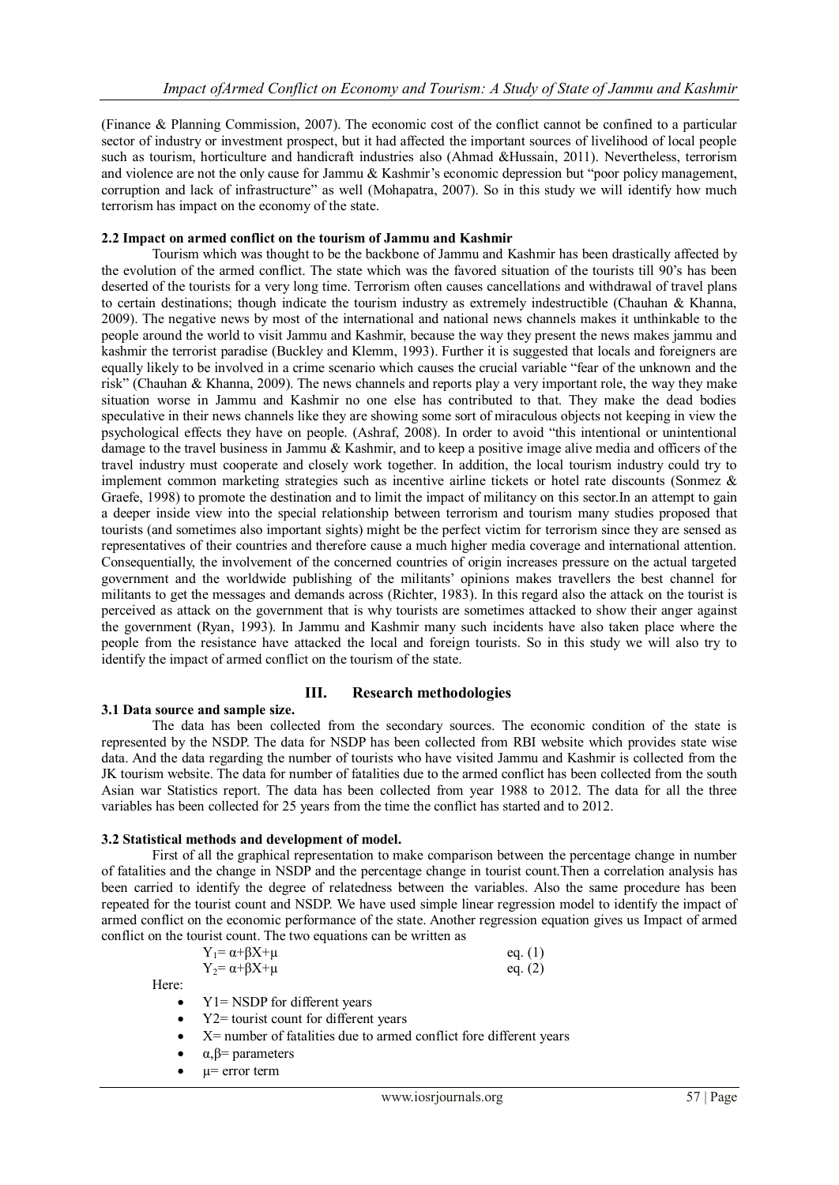(Finance & Planning Commission, 2007). The economic cost of the conflict cannot be confined to a particular sector of industry or investment prospect, but it had affected the important sources of livelihood of local people such as tourism, horticulture and handicraft industries also (Ahmad &Hussain, 2011). Nevertheless, terrorism and violence are not the only cause for Jammu & Kashmir's economic depression but "poor policy management, corruption and lack of infrastructure" as well (Mohapatra, 2007). So in this study we will identify how much terrorism has impact on the economy of the state.

### 2.2 Impact on armed conflict on the tourism of Jammu and Kashmir

Tourism which was thought to be the backbone of Jammu and Kashmir has been drastically affected by the evolution of the armed conflict. The state which was the favored situation of the tourists till 90's has been deserted of the tourists for a very long time. Terrorism often causes cancellations and withdrawal of travel plans to certain destinations; though indicate the tourism industry as extremely indestructible (Chauhan & Khanna, 2009). The negative news by most of the international and national news channels makes it unthinkable to the people around the world to visit Jammu and Kashmir, because the way they present the news makes jammu and kashmir the terrorist paradise (Buckley and Klemm, 1993). Further it is suggested that locals and foreigners are equally likely to be involved in a crime scenario which causes the crucial variable "fear of the unknown and the risk" (Chauhan & Khanna, 2009). The news channels and reports play a very important role, the way they make situation worse in Jammu and Kashmir no one else has contributed to that. They make the dead bodies speculative in their news channels like they are showing some sort of miraculous objects not keeping in view the psychological effects they have on people. (Ashraf, 2008). In order to avoid "this intentional or unintentional damage to the travel business in Jammu & Kashmir, and to keep a positive image alive media and officers of the travel industry must cooperate and closely work together. In addition, the local tourism industry could try to implement common marketing strategies such as incentive airline tickets or hotel rate discounts (Sonmez & Graefe, 1998) to promote the destination and to limit the impact of militancy on this sector.In an attempt to gain a deeper inside view into the special relationship between terrorism and tourism many studies proposed that tourists (and sometimes also important sights) might be the perfect victim for terrorism since they are sensed as representatives of their countries and therefore cause a much higher media coverage and international attention. Consequentially, the involvement of the concerned countries of origin increases pressure on the actual targeted government and the worldwide publishing of the militants' opinions makes travellers the best channel for militants to get the messages and demands across (Richter, 1983). In this regard also the attack on the tourist is perceived as attack on the government that is why tourists are sometimes attacked to show their anger against the government (Ryan, 1993). In Jammu and Kashmir many such incidents have also taken place where the people from the resistance have attacked the local and foreign tourists. So in this study we will also try to identify the impact of armed conflict on the tourism of the state.

## III. Research methodologies

### 3.1 Data source and sample size.

The data has been collected from the secondary sources. The economic condition of the state is represented by the NSDP. The data for NSDP has been collected from RBI website which provides state wise data. And the data regarding the number of tourists who have visited Jammu and Kashmir is collected from the JK tourism website. The data for number of fatalities due to the armed conflict has been collected from the south Asian war Statistics report. The data has been collected from year 1988 to 2012. The data for all the three variables has been collected for 25 years from the time the conflict has started and to 2012.

### 3.2 Statistical methods and development of model.

First of all the graphical representation to make comparison between the percentage change in number of fatalities and the change in NSDP and the percentage change in tourist count.Then a correlation analysis has been carried to identify the degree of relatedness between the variables. Also the same procedure has been repeated for the tourist count and NSDP. We have used simple linear regression model to identify the impact of armed conflict on the economic performance of the state. Another regression equation gives us Impact of armed conflict on the tourist count. The two equations can be written as

$$Y_1 = \alpha + \beta X + \mu \qquad \text{eq. (1)}$$

$$Y_2 = \alpha + \beta X + \mu \qquad \text{eq. (2)}$$

Here:

- Y1= NSDP for different years
- Y2= tourist count for different years
- X= number of fatalities due to armed conflict fore different years
- $\alpha$,$\beta$= parameters
- $\mu$= error term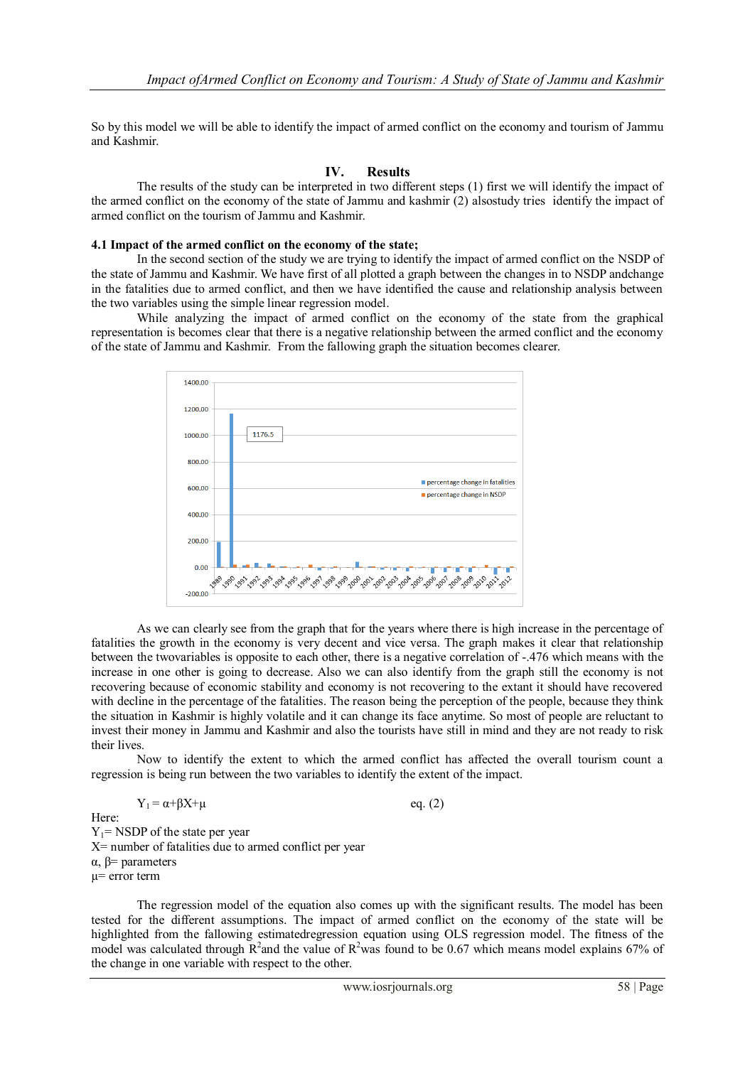So by this model we will be able to identify the impact of armed conflict on the economy and tourism of Jammu and Kashmir.

## IV. Results

The results of the study can be interpreted in two different steps (1) first we will identify the impact of the armed conflict on the economy of the state of Jammu and kashmir (2) alsostudy tries identify the impact of armed conflict on the tourism of Jammu and Kashmir.

### 4.1 Impact of the armed conflict on the economy of the state;

In the second section of the study we are trying to identify the impact of armed conflict on the NSDP of the state of Jammu and Kashmir. We have first of all plotted a graph between the changes in to NSDP andchange in the fatalities due to armed conflict, and then we have identified the cause and relationship analysis between the two variables using the simple linear regression model.

While analyzing the impact of armed conflict on the economy of the state from the graphical representation is becomes clear that there is a negative relationship between the armed conflict and the economy of the state of Jammu and Kashmir. From the fallowing graph the situation becomes clearer.

As we can clearly see from the graph that for the years where there is high increase in the percentage of fatalities the growth in the economy is very decent and vice versa. The graph makes it clear that relationship between the twovariables is opposite to each other, there is a negative correlation of -.476 which means with the increase in one other is going to decrease. Also we can also identify from the graph still the economy is not recovering because of economic stability and economy is not recovering to the extant it should have recovered with decline in the percentage of the fatalities. The reason being the perception of the people, because they think the situation in Kashmir is highly volatile and it can change its face anytime. So most of people are reluctant to invest their money in Jammu and Kashmir and also the tourists have still in mind and they are not ready to risk their lives.

Now to identify the extent to which the armed conflict has affected the overall tourism count a regression is being run between the two variables to identify the extent of the impact.

$$Y_1 = \alpha+\beta X+\mu \qquad \text{eq. (2)}$$

Here:
$Y_1$= NSDP of the state per year
X= number of fatalities due to armed conflict per year
$\alpha$, $\beta$= parameters
$\mu$= error term

The regression model of the equation also comes up with the significant results. The model has been tested for the different assumptions. The impact of armed conflict on the economy of the state will be highlighted from the fallowing estimatedregression equation using OLS regression model. The fitness of the model was calculated through $R^2$and the value of $R^2$was found to be 0.67 which means model explains 67% of the change in one variable with respect to the other.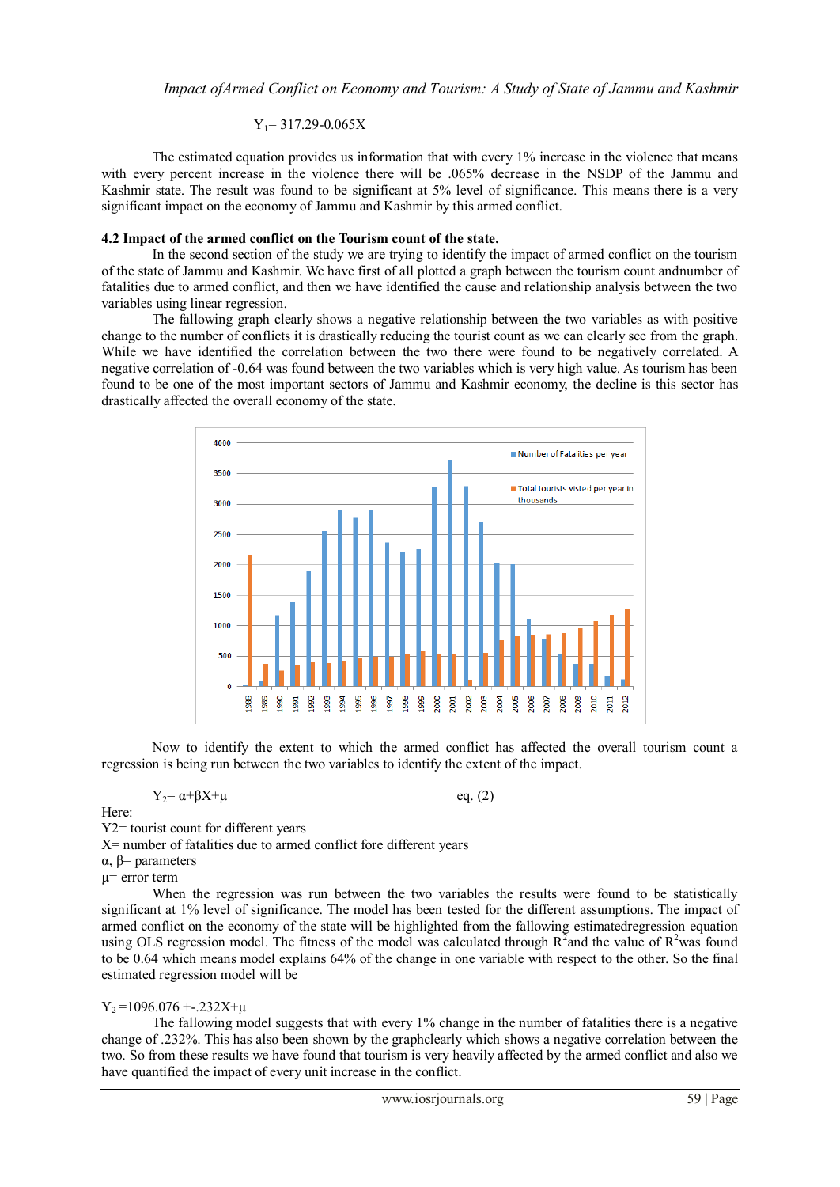$Y_1 = 317.29 - 0.065X$

The estimated equation provides us information that with every 1% increase in the violence that means with every percent increase in the violence there will be .065% decrease in the NSDP of the Jammu and Kashmir state. The result was found to be significant at 5% level of significance. This means there is a very significant impact on the economy of Jammu and Kashmir by this armed conflict.

### 4.2 Impact of the armed conflict on the Tourism count of the state.

In the second section of the study we are trying to identify the impact of armed conflict on the tourism of the state of Jammu and Kashmir. We have first of all plotted a graph between the tourism count andnumber of fatalities due to armed conflict, and then we have identified the cause and relationship analysis between the two variables using linear regression.

The fallowing graph clearly shows a negative relationship between the two variables as with positive change to the number of conflicts it is drastically reducing the tourist count as we can clearly see from the graph. While we have identified the correlation between the two there were found to be negatively correlated. A negative correlation of -0.64 was found between the two variables which is very high value. As tourism has been found to be one of the most important sectors of Jammu and Kashmir economy, the decline is this sector has drastically affected the overall economy of the state.

Now to identify the extent to which the armed conflict has affected the overall tourism count a regression is being run between the two variables to identify the extent of the impact.

$$Y_2 = \alpha + \beta X + \mu \quad \text{eq. (2)}$$

Here:
Y2= tourist count for different years
X= number of fatalities due to armed conflict fore different years
$\alpha$, $\beta$= parameters
$\mu$= error term

When the regression was run between the two variables the results were found to be statistically significant at 1% level of significance. The model has been tested for the different assumptions. The impact of armed conflict on the economy of the state will be highlighted from the fallowing estimatedregression equation using OLS regression model. The fitness of the model was calculated through $R^2$and the value of $R^2$was found to be 0.64 which means model explains 64% of the change in one variable with respect to the other. So the final estimated regression model will be

$Y_2 = 1096.076 + -.232X + \mu$

The fallowing model suggests that with every 1% change in the number of fatalities there is a negative change of .232%. This has also been shown by the graphclearly which shows a negative correlation between the two. So from these results we have found that tourism is very heavily affected by the armed conflict and also we have quantified the impact of every unit increase in the conflict.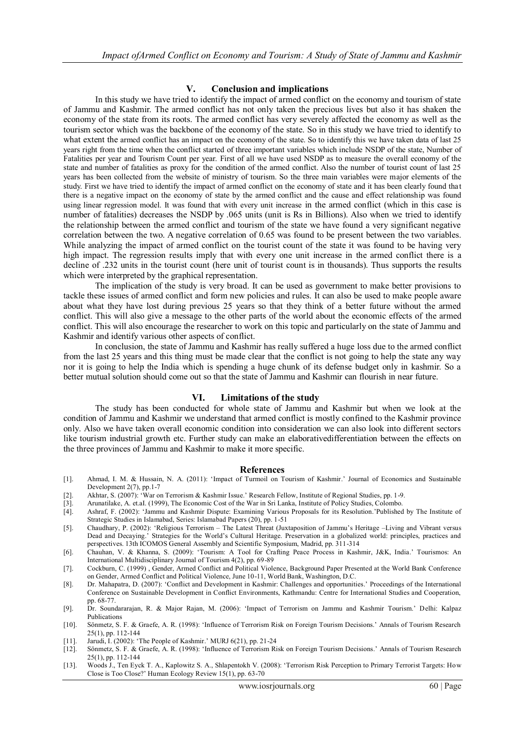## V. Conclusion and implications

In this study we have tried to identify the impact of armed conflict on the economy and tourism of state of Jammu and Kashmir. The armed conflict has not only taken the precious lives but also it has shaken the economy of the state from its roots. The armed conflict has very severely affected the economy as well as the tourism sector which was the backbone of the economy of the state. So in this study we have tried to identify to what extent the armed conflict has an impact on the economy of the state. So to identify this we have taken data of last 25 years right from the time when the conflict started of three important variables which include NSDP of the state, Number of Fatalities per year and Tourism Count per year. First of all we have used NSDP as to measure the overall economy of the state and number of fatalities as proxy for the condition of the armed conflict. Also the number of tourist count of last 25 years has been collected from the website of ministry of tourism. So the three main variables were major elements of the study. First we have tried to identify the impact of armed conflict on the economy of state and it has been clearly found that there is a negative impact on the economy of state by the armed conflict and the cause and effect relationship was found using linear regression model. It was found that with every unit increase in the armed conflict (which in this case is number of fatalities) decreases the NSDP by .065 units (unit is Rs in Billions). Also when we tried to identify the relationship between the armed conflict and tourism of the state we have found a very significant negative correlation between the two. A negative correlation of 0.65 was found to be present between the two variables. While analyzing the impact of armed conflict on the tourist count of the state it was found to be having very high impact. The regression results imply that with every one unit increase in the armed conflict there is a decline of .232 units in the tourist count (here unit of tourist count is in thousands). Thus supports the results which were interpreted by the graphical representation.

The implication of the study is very broad. It can be used as government to make better provisions to tackle these issues of armed conflict and form new policies and rules. It can also be used to make people aware about what they have lost during previous 25 years so that they think of a better future without the armed conflict. This will also give a message to the other parts of the world about the economic effects of the armed conflict. This will also encourage the researcher to work on this topic and particularly on the state of Jammu and Kashmir and identify various other aspects of conflict.

In conclusion, the state of Jammu and Kashmir has really suffered a huge loss due to the armed conflict from the last 25 years and this thing must be made clear that the conflict is not going to help the state any way nor it is going to help the India which is spending a huge chunk of its defense budget only in kashmir. So a better mutual solution should come out so that the state of Jammu and Kashmir can flourish in near future.

## VI. Limitations of the study

The study has been conducted for whole state of Jammu and Kashmir but when we look at the condition of Jammu and Kashmir we understand that armed conflict is mostly confined to the Kashmir province only. Also we have taken overall economic condition into consideration we can also look into different sectors like tourism industrial growth etc. Further study can make an elaborativedifferentiation between the effects on the three provinces of Jammu and Kashmir to make it more specific.

## References

[1]. Ahmad, I. M. & Hussain, N. A. (2011): 'Impact of Turmoil on Tourism of Kashmir.' Journal of Economics and Sustainable Development 2(7), pp.1-7

[2]. Akhtar, S. (2007): 'War on Terrorism & Kashmir Issue.' Research Fellow, Institute of Regional Studies, pp. 1-9.

[3]. Arunatilake, A. et.al. (1999), The Economic Cost of the War in Sri Lanka, Institute of Policy Studies, Colombo.

[4]. Ashraf, F. (2002): 'Jammu and Kashmir Dispute: Examining Various Proposals for its Resolution.'Published by The Institute of Strategic Studies in Islamabad, Series: Islamabad Papers (20), pp. 1-51

[5]. Chaudhary, P. (2002): 'Religious Terrorism – The Latest Threat (Juxtaposition of Jammu's Heritage –Living and Vibrant versus Dead and Decaying.' Strategies for the World's Cultural Heritage. Preservation in a globalized world: principles, practices and perspectives. 13th ICOMOS General Assembly and Scientific Symposium, Madrid, pp. 311-314

[6]. Chauhan, V. & Khanna, S. (2009): 'Tourism: A Tool for Crafting Peace Process in Kashmir, J&K, India.' Tourismos: An International Multidisciplinary Journal of Tourism 4(2), pp. 69-89

[7]. Cockburn, C. (1999) , Gender, Armed Conflict and Political Violence, Background Paper Presented at the World Bank Conference on Gender, Armed Conflict and Political Violence, June 10-11, World Bank, Washington, D.C.

[8]. Dr. Mahapatra, D. (2007): 'Conflict and Development in Kashmir: Challenges and opportunities.' Proceedings of the International Conference on Sustainable Development in Conflict Environments, Kathmandu: Centre for International Studies and Cooperation, pp. 68-77.

[9]. Dr. Soundararajan, R. & Major Rajan, M. (2006): 'Impact of Terrorism on Jammu and Kashmir Tourism.' Delhi: Kalpaz Publications

[10]. Sönmetz, S. F. & Graefe, A. R. (1998): 'Influence of Terrorism Risk on Foreign Tourism Decisions.' Annals of Tourism Research 25(1), pp. 112-144

[11]. Jarudi, I. (2002): 'The People of Kashmir.' MURJ 6(21), pp. 21-24

[12]. Sönmetz, S. F. & Graefe, A. R. (1998): 'Influence of Terrorism Risk on Foreign Tourism Decisions.' Annals of Tourism Research 25(1), pp. 112-144

[13]. Woods J., Ten Eyck T. A., Kaplowitz S. A., Shlapentokh V. (2008): 'Terrorism Risk Perception to Primary Terrorist Targets: How Close is Too Close?' Human Ecology Review 15(1), pp. 63-70